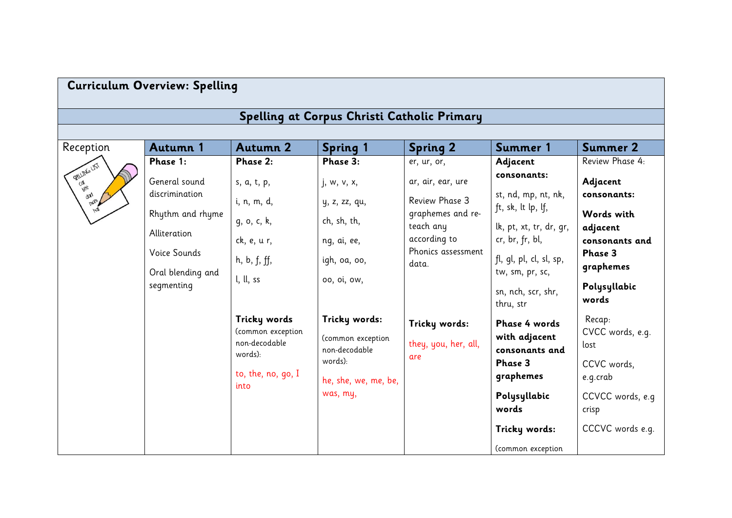## Curriculum Overview: Spelling

## Spelling at Corpus Christi Catholic Primary

| Reception | Autumn 1 | Autumn 2 | Spring 1 | Spring 2 | Summer 1 | Summer 2 |
|---|---|---|---|---|---|---|
| | **Phase 1:** General sound discrimination; Rhythm and rhyme; Alliteration; Voice Sounds; Oral blending and segmenting | **Phase 2:** s, a, t, p, i, n, m, d, g, o, c, k, ck, e, u r, h, b, f, ff, l, ll, ss **Tricky words** (common exception non-decodable words): to, the, no, go, I into | **Phase 3:** j, w, v, x, y, z, zz, qu, ch, sh, th, ng, ai, ee, igh, oa, oo, oo, oi, ow, **Tricky words:** (common exception non-decodable words): he, she, we, me, be, was, my, | er, ur, or, ar, air, ear, ure Review Phase 3 graphemes and re-teach any according to Phonics assessment data. **Tricky words:** they, you, her, all, are | **Adjacent consonants:** st, nd, mp, nt, nk, ft, sk, lt lp, lf, lk, pt, xt, tr, dr, gr, cr, br, fr, bl, fl, gl, pl, cl, sl, sp, tw, sm, pr, sc, sn, nch, scr, shr, thru, str **Phase 4 words with adjacent consonants and Phase 3 graphemes** **Polysyllabic words** **Tricky words:** (common exception | Review Phase 4: **Adjacent consonants:** **Words with adjacent consonants and Phase 3 graphemes** **Polysyllabic words** Recap: CVCC words, e.g. lost CCVC words, e.g.crab CCVCC words, e.g crisp CCCVC words e.g. |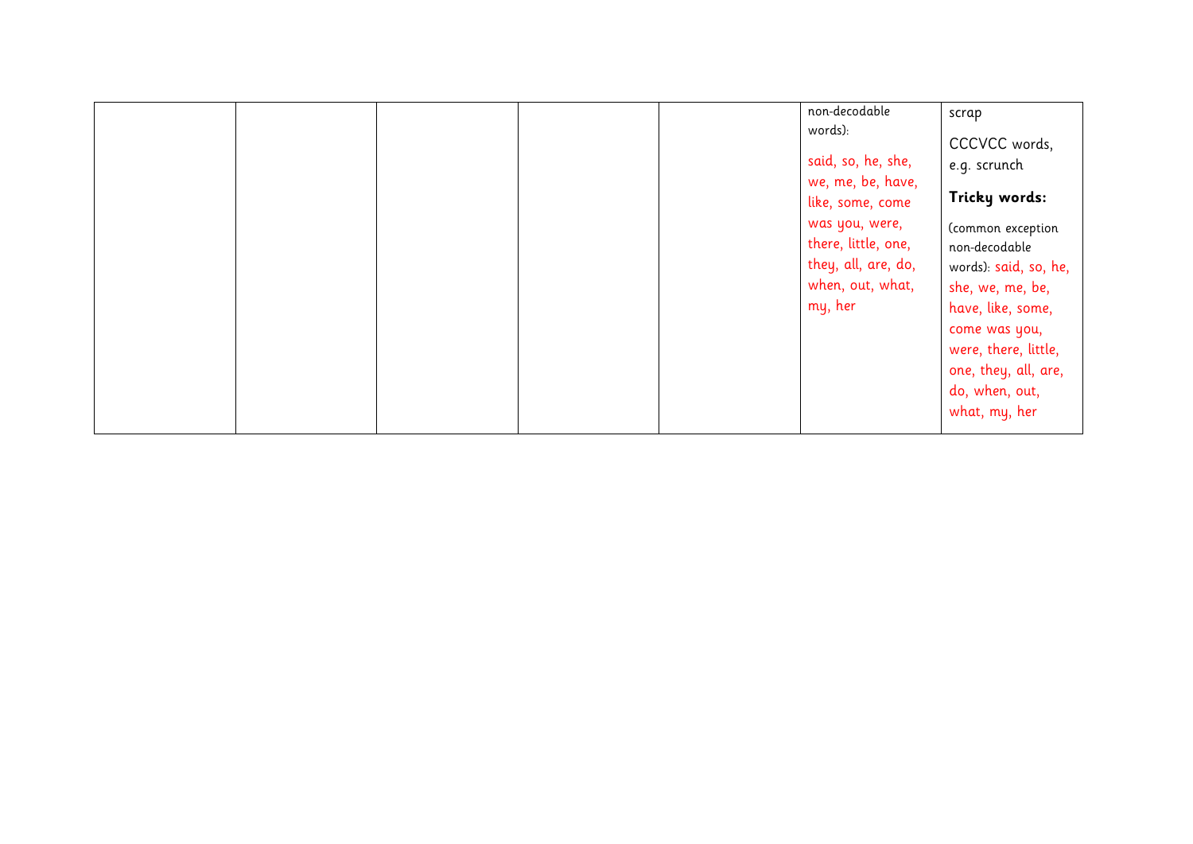| | | | | | | |
|---|---|---|---|---|---|---|
| | | | | | non-decodable words): said, so, he, she, we, me, be, have, like, some, come was you, were, there, little, one, they, all, are, do, when, out, what, my, her | scrap<br><br>CCCVCC words, e.g. scrunch<br><br>**Tricky words:**<br><br>(common exception non-decodable words): said, so, he, she, we, me, be, have, like, some, come was you, were, there, little, one, they, all, are, do, when, out, what, my, her |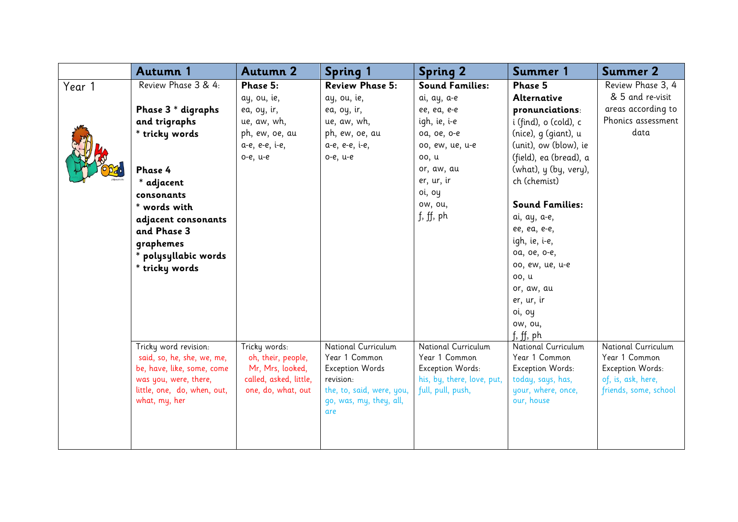| | Autumn 1 | Autumn 2 | Spring 1 | Spring 2 | Summer 1 | Summer 2 |
|---|---|---|---|---|---|---|
| Year 1 | Review Phase 3 & 4:<br><br>**Phase 3 * digraphs and trigraphs**<br>**\* tricky words**<br><br>**Phase 4**<br>**\* adjacent consonants**<br>**\* words with adjacent consonants and Phase 3 graphemes**<br>**\* polysyllabic words**<br>**\* tricky words** | **Phase 5:**<br>ay, ou, ie,<br>ea, oy, ir,<br>ue, aw, wh,<br>ph, ew, oe, au<br>a-e, e-e, i-e,<br>o-e, u-e | **Review Phase 5:**<br>ay, ou, ie,<br>ea, oy, ir,<br>ue, aw, wh,<br>ph, ew, oe, au<br>a-e, e-e, i-e,<br>o-e, u-e | **Sound Families:**<br>ai, ay, a-e<br>ee, ea, e-e<br>igh, ie, i-e<br>oa, oe, o-e<br>oo, ew, ue, u-e<br>oo, u<br>or, aw, au<br>er, ur, ir<br>oi, oy<br>ow, ou,<br>f, ff, ph | **Phase 5 Alternative pronunciations**:<br>i (find), o (cold), c (nice), g (giant), u (unit), ow (blow), ie (field), ea (bread), a (what), y (by, very), ch (chemist)<br><br>**Sound Families:**<br>ai, ay, a-e,<br>ee, ea, e-e,<br>igh, ie, i-e,<br>oa, oe, o-e,<br>oo, ew, ue, u-e<br>oo, u<br>or, aw, au<br>er, ur, ir<br>oi, oy<br>ow, ou,<br>f, ff, ph | Review Phase 3, 4 & 5 and re-visit areas according to Phonics assessment data |
| | Tricky word revision:<br>said, so, he, she, we, me, be, have, like, some, come was you, were, there, little, one, do, when, out, what, my, her | Tricky words:<br>oh, their, people, Mr, Mrs, looked, called, asked, little, one, do, what, out | National Curriculum Year 1 Common Exception Words revision:<br>the, to, said, were, you, go, was, my, they, all, are | National Curriculum Year 1 Common Exception Words:<br>his, by, there, love, put, full, pull, push, | National Curriculum Year 1 Common Exception Words:<br>today, says, has, your, where, once, our, house | National Curriculum Year 1 Common Exception Words:<br>of, is, ask, here, friends, some, school |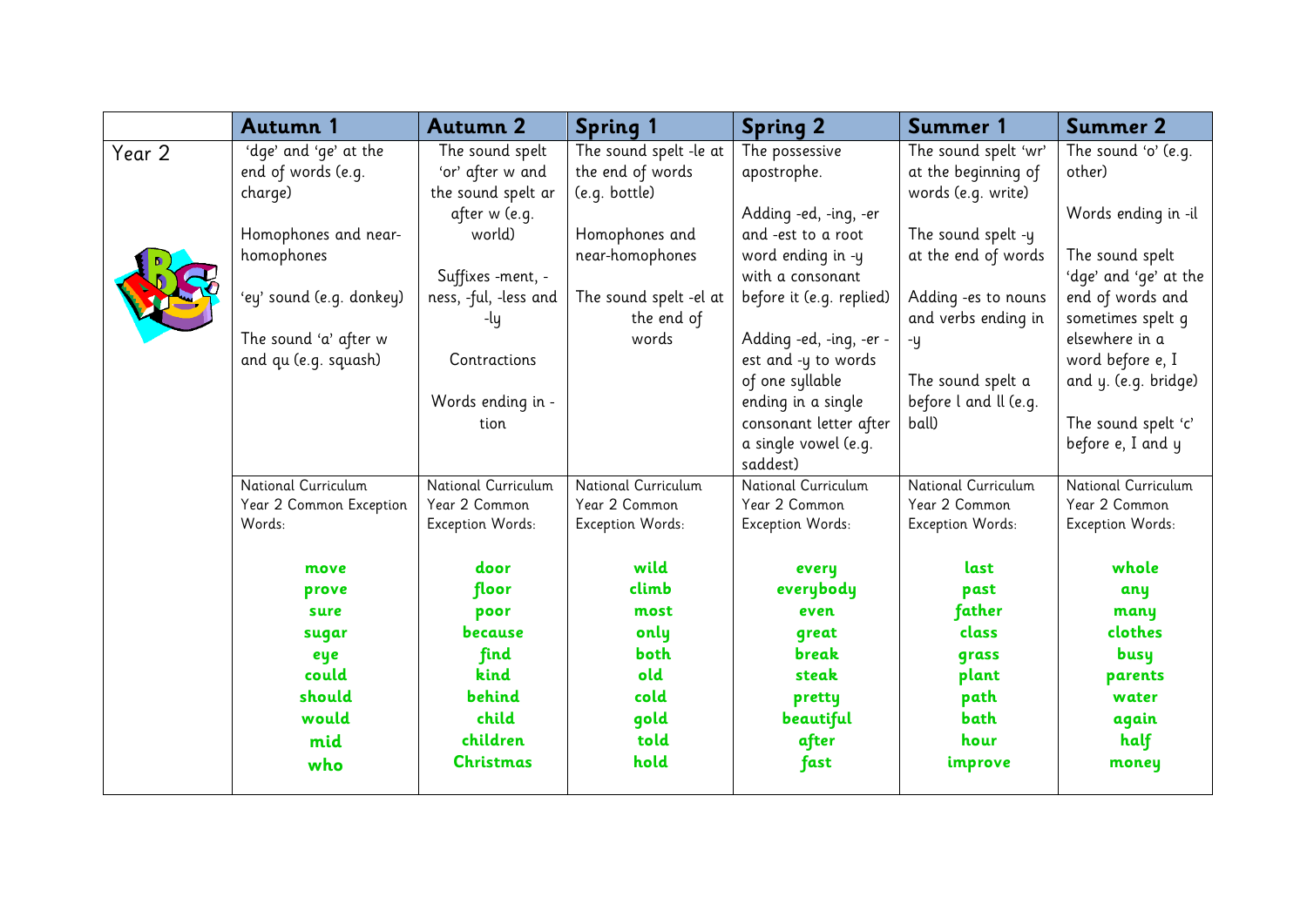| | Autumn 1 | Autumn 2 | Spring 1 | Spring 2 | Summer 1 | Summer 2 |
|---|---|---|---|---|---|---|
| Year 2 | 'dge' and 'ge' at the end of words (e.g. charge)<br><br>Homophones and near-homophones<br><br>'ey' sound (e.g. donkey)<br><br>The sound 'a' after w and qu (e.g. squash) | The sound spelt 'or' after w and the sound spelt ar after w (e.g. world)<br><br>Suffixes -ment, -ness, -ful, -less and -ly<br><br>Contractions<br><br>Words ending in -tion | The sound spelt -le at the end of words (e.g. bottle)<br><br>Homophones and near-homophones<br><br>The sound spelt -el at the end of words | The possessive apostrophe.<br><br>Adding -ed, -ing, -er and -est to a root word ending in -y with a consonant before it (e.g. replied)<br><br>Adding -ed, -ing, -er -est and -y to words of one syllable ending in a single consonant letter after a single vowel (e.g. saddest) | The sound spelt 'wr' at the beginning of words (e.g. write)<br><br>The sound spelt -y at the end of words<br><br>Adding -es to nouns and verbs ending in -y<br><br>The sound spelt a before l and ll (e.g. ball) | The sound 'o' (e.g. other)<br><br>Words ending in -il<br><br>The sound spelt 'dge' and 'ge' at the end of words and sometimes spelt g elsewhere in a word before e, I and y. (e.g. bridge)<br><br>The sound spelt 'c' before e, I and y |
| | National Curriculum Year 2 Common Exception Words:<br><br>**move**<br>**prove**<br>**sure**<br>**sugar**<br>**eye**<br>**could**<br>**should**<br>**would**<br>**mid**<br>**who** | National Curriculum Year 2 Common Exception Words:<br><br>**door**<br>**floor**<br>**poor**<br>**because**<br>**find**<br>**kind**<br>**behind**<br>**child**<br>**children**<br>**Christmas** | National Curriculum Year 2 Common Exception Words:<br><br>**wild**<br>**climb**<br>**most**<br>**only**<br>**both**<br>**old**<br>**cold**<br>**gold**<br>**told**<br>**hold** | National Curriculum Year 2 Common Exception Words:<br><br>**every**<br>**everybody**<br>**even**<br>**great**<br>**break**<br>**steak**<br>**pretty**<br>**beautiful**<br>**after**<br>**fast** | National Curriculum Year 2 Common Exception Words:<br><br>**last**<br>**past**<br>**father**<br>**class**<br>**grass**<br>**plant**<br>**path**<br>**bath**<br>**hour**<br>**improve** | National Curriculum Year 2 Common Exception Words:<br><br>**whole**<br>**any**<br>**many**<br>**clothes**<br>**busy**<br>**parents**<br>**water**<br>**again**<br>**half**<br>**money** |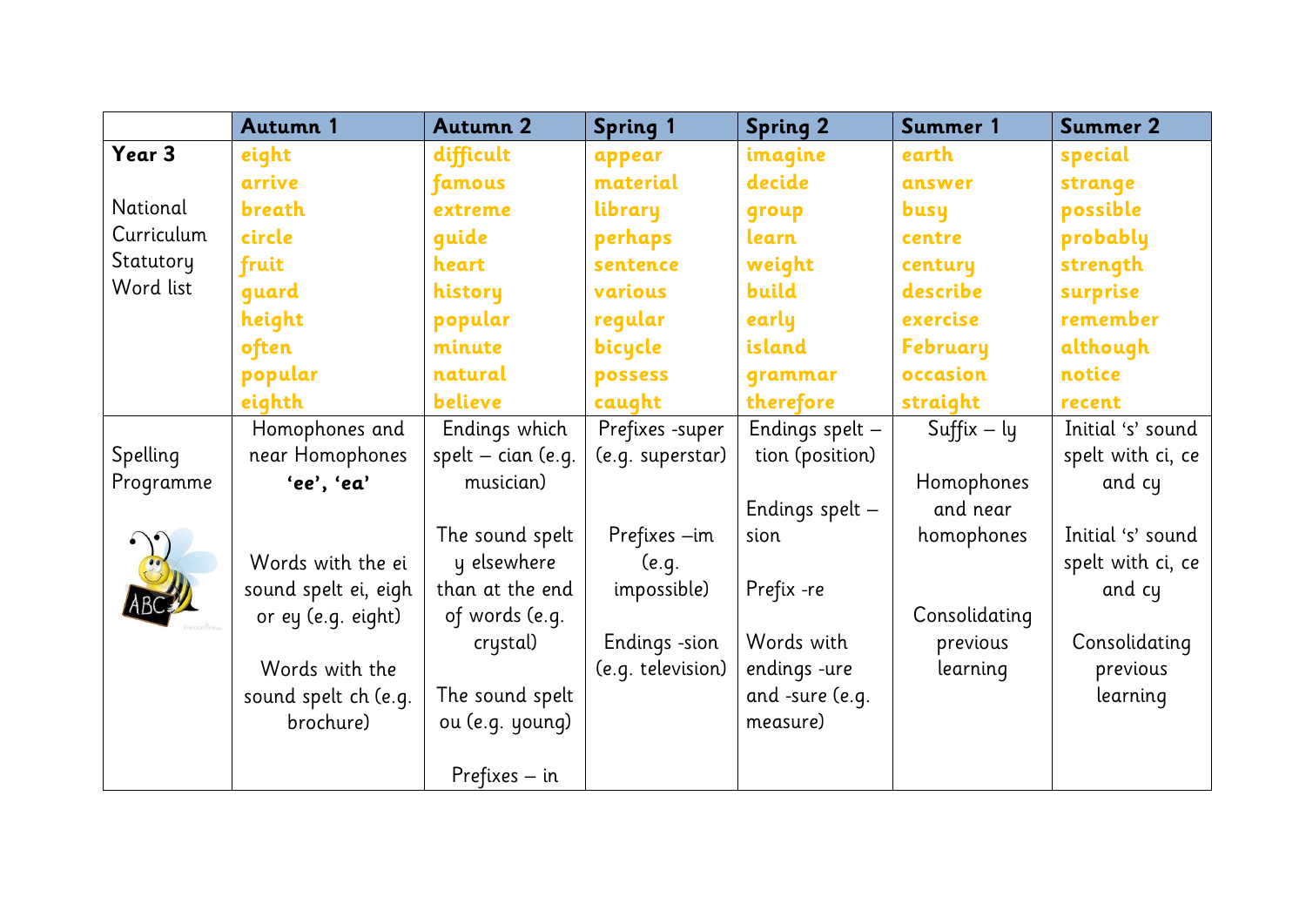| | Autumn 1 | Autumn 2 | Spring 1 | Spring 2 | Summer 1 | Summer 2 |
|---|---|---|---|---|---|---|
| **Year 3**<br><br>National Curriculum Statutory Word list | **eight**<br>**arrive**<br>**breath**<br>**circle**<br>**fruit**<br>**guard**<br>**height**<br>**often**<br>**popular**<br>**eighth** | **difficult**<br>**famous**<br>**extreme**<br>**guide**<br>**heart**<br>**history**<br>**popular**<br>**minute**<br>**natural**<br>**believe** | **appear**<br>**material**<br>**library**<br>**perhaps**<br>**sentence**<br>**various**<br>**regular**<br>**bicycle**<br>**possess**<br>**caught** | **imagine**<br>**decide**<br>**group**<br>**learn**<br>**weight**<br>**build**<br>**early**<br>**island**<br>**grammar**<br>**therefore** | **earth**<br>**answer**<br>**busy**<br>**centre**<br>**century**<br>**describe**<br>**exercise**<br>**February**<br>**occasion**<br>**straight** | **special**<br>**strange**<br>**possible**<br>**probably**<br>**strength**<br>**surprise**<br>**remember**<br>**although**<br>**notice**<br>**recent** |
| Spelling Programme | Homophones and near Homophones **'ee', 'ea'**<br><br>Words with the ei sound spelt ei, eigh or ey (e.g. eight)<br><br>Words with the sound spelt ch (e.g. brochure) | Endings which spelt – cian (e.g. musician)<br><br>The sound spelt y elsewhere than at the end of words (e.g. crystal)<br><br>The sound spelt ou (e.g. young)<br><br>Prefixes – in | Prefixes -super (e.g. superstar)<br><br>Prefixes –im (e.g. impossible)<br><br>Endings -sion (e.g. television) | Endings spelt – tion (position)<br><br>Endings spelt – sion<br><br>Prefix -re<br><br>Words with endings -ure and -sure (e.g. measure) | Suffix – ly<br><br>Homophones and near homophones<br><br>Consolidating previous learning | Initial 's' sound spelt with ci, ce and cy<br><br>Initial 's' sound spelt with ci, ce and cy<br><br>Consolidating previous learning |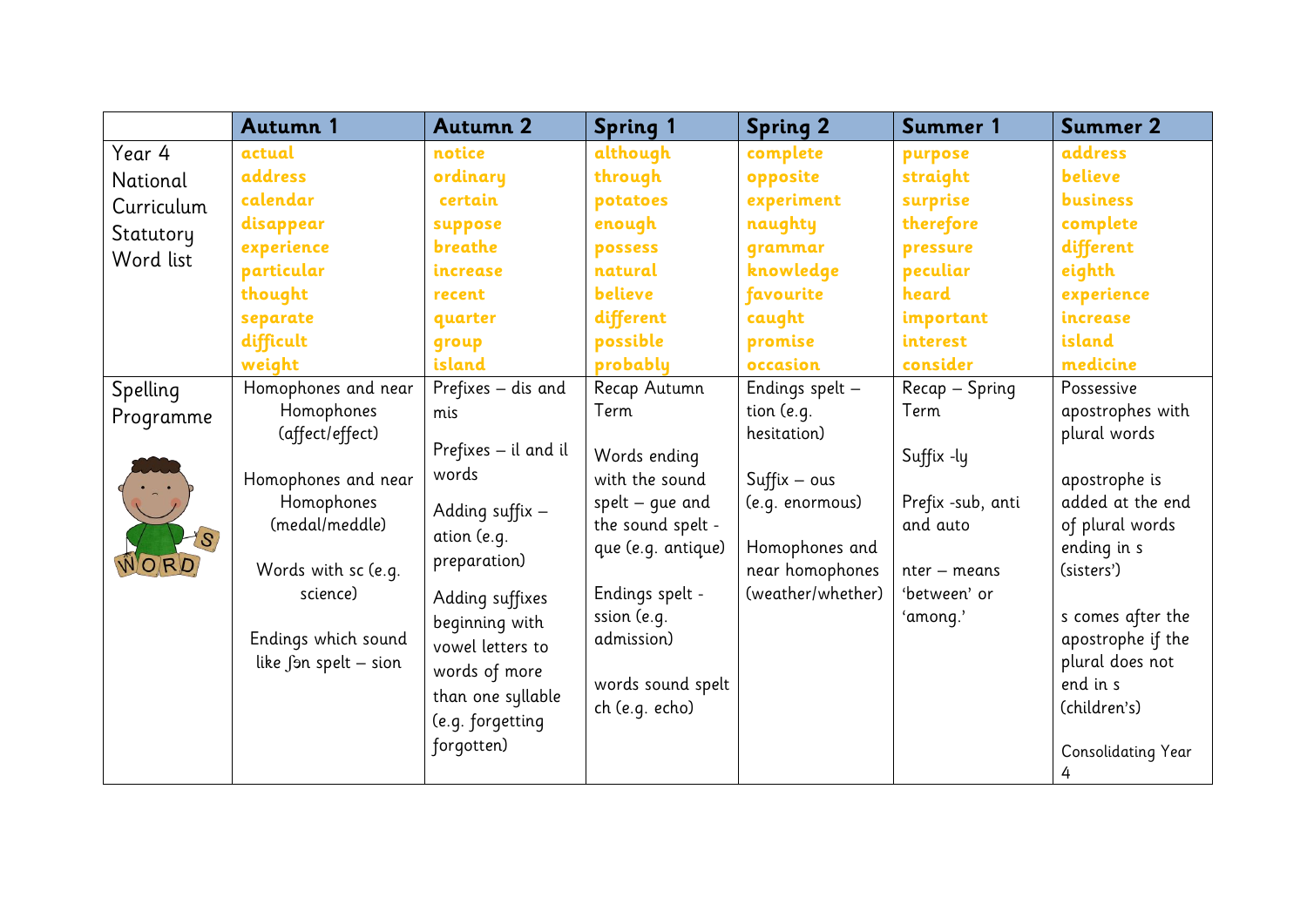|  | Autumn 1 | Autumn 2 | Spring 1 | Spring 2 | Summer 1 | Summer 2 |
|---|---|---|---|---|---|---|
| Year 4 National Curriculum Statutory Word list | actual<br>address<br>calendar<br>disappear<br>experience<br>particular<br>thought<br>separate<br>difficult<br>weight | notice<br>ordinary<br>certain<br>suppose<br>breathe<br>increase<br>recent<br>quarter<br>group<br>island | although<br>through<br>potatoes<br>enough<br>possess<br>natural<br>believe<br>different<br>possible<br>probably | complete<br>opposite<br>experiment<br>naughty<br>grammar<br>knowledge<br>favourite<br>caught<br>promise<br>occasion | purpose<br>straight<br>surprise<br>therefore<br>pressure<br>peculiar<br>heard<br>important<br>interest<br>consider | address<br>believe<br>business<br>complete<br>different<br>eighth<br>experience<br>increase<br>island<br>medicine |
| Spelling Programme | Homophones and near Homophones (affect/effect)<br><br>Homophones and near Homophones (medal/meddle)<br><br>Words with sc (e.g. science)<br><br>Endings which sound like ʃən spelt – sion | Prefixes – dis and mis<br><br>Prefixes – il and il words<br><br>Adding suffix – ation (e.g. preparation)<br><br>Adding suffixes beginning with vowel letters to words of more than one syllable (e.g. forgetting forgotten) | Recap Autumn Term<br><br>Words ending with the sound spelt – gue and the sound spelt - que (e.g. antique)<br><br>Endings spelt - ssion (e.g. admission)<br><br>words sound spelt ch (e.g. echo) | Endings spelt – tion (e.g. hesitation)<br><br>Suffix – ous (e.g. enormous)<br><br>Homophones and near homophones (weather/whether) | Recap – Spring Term<br><br>Suffix -ly<br><br>Prefix -sub, anti and auto<br><br>nter – means 'between' or 'among.' | Possessive apostrophes with plural words<br><br>apostrophe is added at the end of plural words ending in s (sisters')<br><br>s comes after the apostrophe if the plural does not end in s (children's)<br><br>Consolidating Year 4 |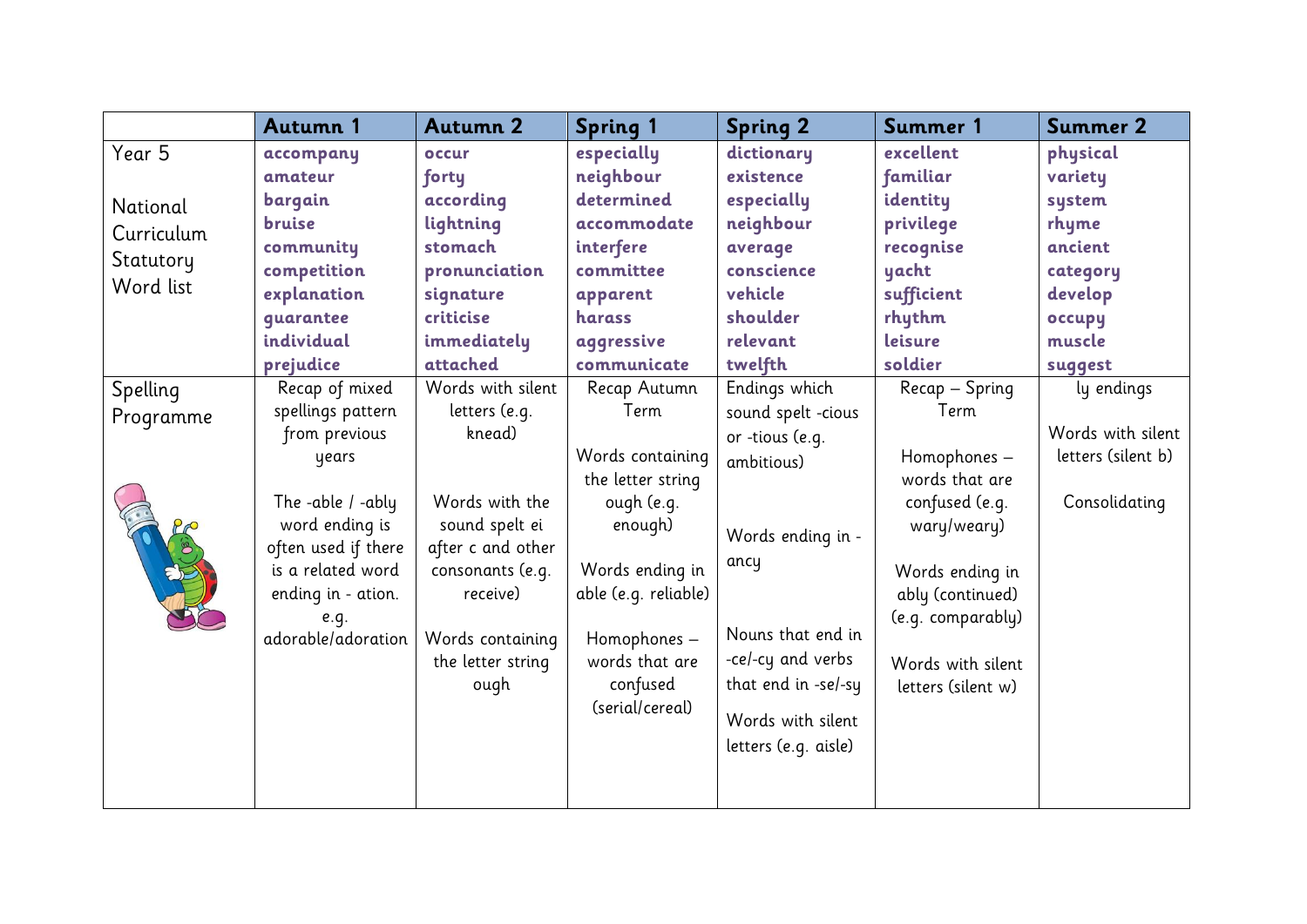| | Autumn 1 | Autumn 2 | Spring 1 | Spring 2 | Summer 1 | Summer 2 |
|---|---|---|---|---|---|---|
| Year 5<br><br>National Curriculum Statutory Word list | **accompany**<br>**amateur**<br>**bargain**<br>**bruise**<br>**community**<br>**competition**<br>**explanation**<br>**guarantee**<br>**individual**<br>**prejudice** | **occur**<br>**forty**<br>**according**<br>**lightning**<br>**stomach**<br>**pronunciation**<br>**signature**<br>**criticise**<br>**immediately**<br>**attached** | **especially**<br>**neighbour**<br>**determined**<br>**accommodate**<br>**interfere**<br>**committee**<br>**apparent**<br>**harass**<br>**aggressive**<br>**communicate** | **dictionary**<br>**existence**<br>**especially**<br>**neighbour**<br>**average**<br>**conscience**<br>**vehicle**<br>**shoulder**<br>**relevant**<br>**twelfth** | **excellent**<br>**familiar**<br>**identity**<br>**privilege**<br>**recognise**<br>**yacht**<br>**sufficient**<br>**rhythm**<br>**leisure**<br>**soldier** | **physical**<br>**variety**<br>**system**<br>**rhyme**<br>**ancient**<br>**category**<br>**develop**<br>**occupy**<br>**muscle**<br>**suggest** |
| Spelling Programme | Recap of mixed spellings pattern from previous years<br><br>The -able / -ably word ending is often used if there is a related word ending in - ation. e.g. adorable/adoration | Words with silent letters (e.g. knead)<br><br>Words with the sound spelt ei after c and other consonants (e.g. receive)<br><br>Words containing the letter string ough | Recap Autumn Term<br><br>Words containing the letter string ough (e.g. enough)<br><br>Words ending in able (e.g. reliable)<br><br>Homophones – words that are confused (serial/cereal) | Endings which sound spelt -cious or -tious (e.g. ambitious)<br><br>Words ending in -ancy<br><br>Nouns that end in -ce/-cy and verbs that end in -se/-sy<br><br>Words with silent letters (e.g. aisle) | Recap – Spring Term<br><br>Homophones – words that are confused (e.g. wary/weary)<br><br>Words ending in ably (continued) (e.g. comparably)<br><br>Words with silent letters (silent w) | ly endings<br><br>Words with silent letters (silent b)<br><br>Consolidating |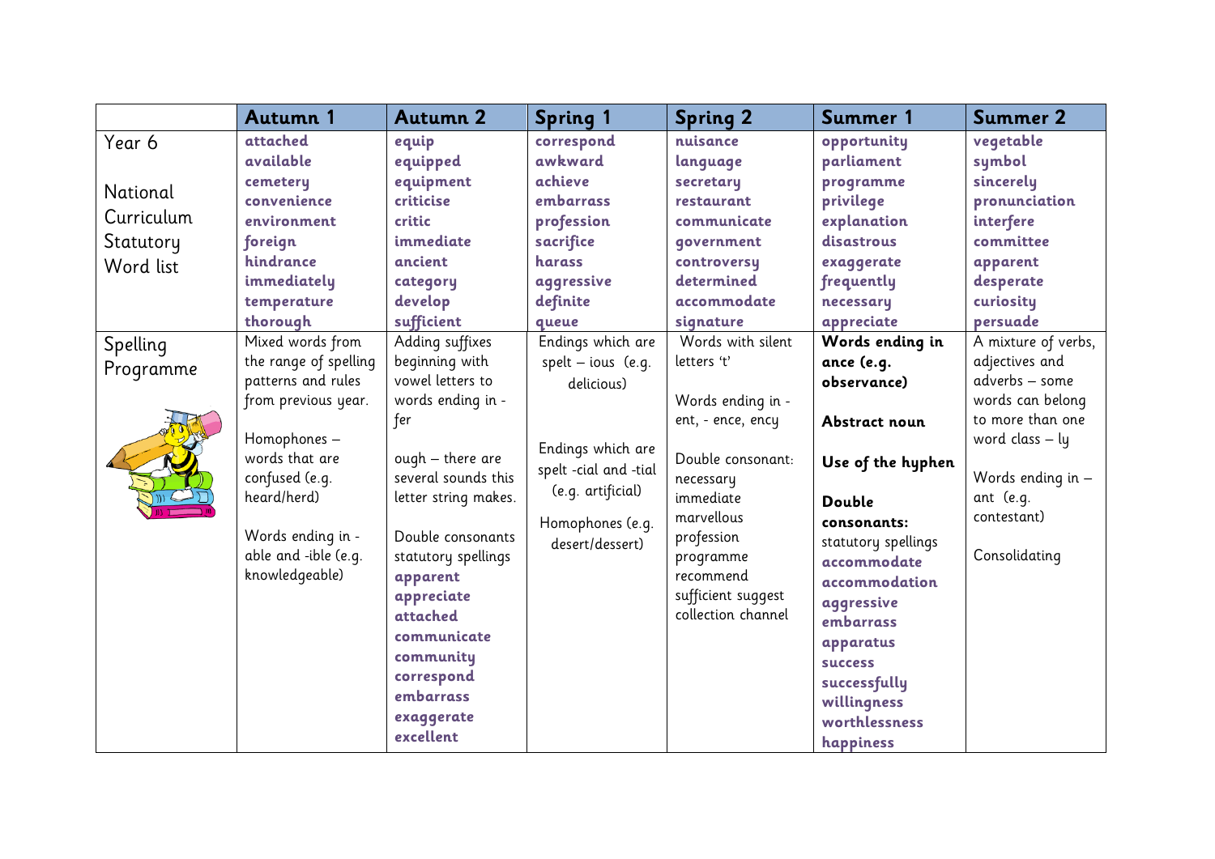| | Autumn 1 | Autumn 2 | Spring 1 | Spring 2 | Summer 1 | Summer 2 |
|---|---|---|---|---|---|---|
| Year 6<br><br>National Curriculum Statutory Word list | **attached**<br>**available**<br>**cemetery**<br>**convenience**<br>**environment**<br>**foreign**<br>**hindrance**<br>**immediately**<br>**temperature**<br>**thorough** | **equip**<br>**equipped**<br>**equipment**<br>**criticise**<br>**critic**<br>**immediate**<br>**ancient**<br>**category**<br>**develop**<br>**sufficient** | **correspond**<br>**awkward**<br>**achieve**<br>**embarrass**<br>**profession**<br>**sacrifice**<br>**harass**<br>**aggressive**<br>**definite**<br>**queue** | **nuisance**<br>**language**<br>**secretary**<br>**restaurant**<br>**communicate**<br>**government**<br>**controversy**<br>**determined**<br>**accommodate**<br>**signature** | **opportunity**<br>**parliament**<br>**programme**<br>**privilege**<br>**explanation**<br>**disastrous**<br>**exaggerate**<br>**frequently**<br>**necessary**<br>**appreciate** | **vegetable**<br>**symbol**<br>**sincerely**<br>**pronunciation**<br>**interfere**<br>**committee**<br>**apparent**<br>**desperate**<br>**curiosity**<br>**persuade** |
| Spelling Programme | Mixed words from the range of spelling patterns and rules from previous year.<br><br>Homophones – words that are confused (e.g. heard/herd)<br><br>Words ending in -able and -ible (e.g. knowledgeable) | Adding suffixes beginning with vowel letters to words ending in -fer<br><br>ough – there are several sounds this letter string makes.<br><br>Double consonants statutory spellings<br>**apparent**<br>**appreciate**<br>**attached**<br>**communicate**<br>**community**<br>**correspond**<br>**embarrass**<br>**exaggerate**<br>**excellent** | Endings which are spelt – ious (e.g. delicious)<br><br>Endings which are spelt -cial and -tial (e.g. artificial)<br><br>Homophones (e.g. desert/dessert) | Words with silent letters 't'<br><br>Words ending in -ent, - ence, ency<br><br>Double consonant: necessary immediate marvellous profession programme recommend sufficient suggest collection channel | **Words ending in ance (e.g. observance)**<br><br>**Abstract noun**<br><br>**Use of the hyphen**<br><br>**Double consonants:**<br>statutory spellings<br>**accommodate**<br>**accommodation**<br>**aggressive**<br>**embarrass**<br>**apparatus**<br>**success**<br>**successfully**<br>**willingness**<br>**worthlessness**<br>**happiness** | A mixture of verbs, adjectives and adverbs – some words can belong to more than one word class – ly<br><br>Words ending in – ant (e.g. contestant)<br><br>Consolidating |